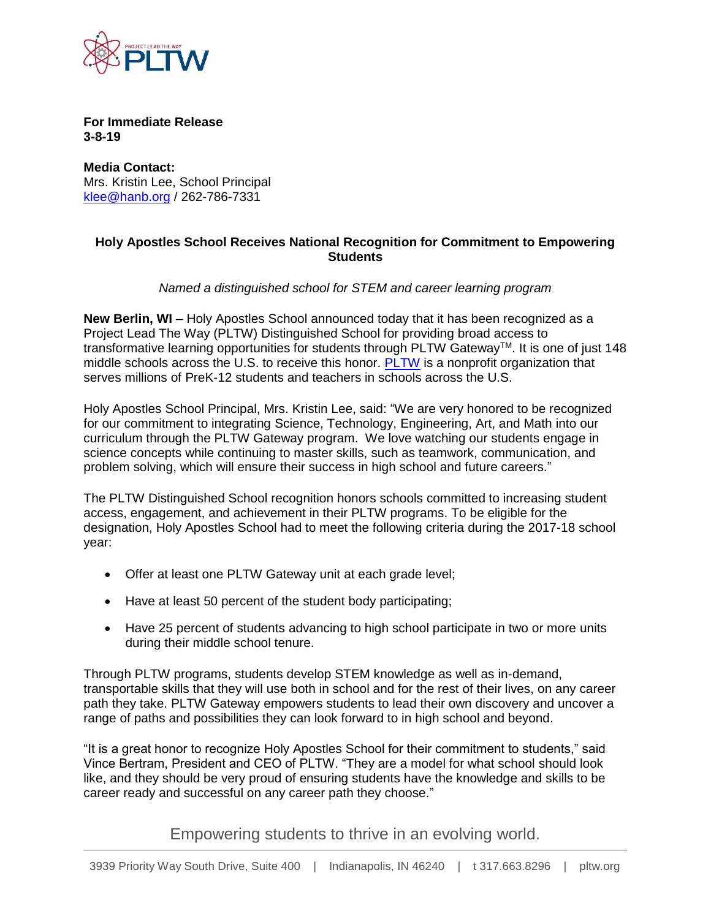**For Immediate Release**
**3-8-19**

**Media Contact:**
Mrs. Kristin Lee, School Principal
klee@hanb.org / 262-786-7331

## Holy Apostles School Receives National Recognition for Commitment to Empowering Students

*Named a distinguished school for STEM and career learning program*

**New Berlin, WI** – Holy Apostles School announced today that it has been recognized as a Project Lead The Way (PLTW) Distinguished School for providing broad access to transformative learning opportunities for students through PLTW Gateway™. It is one of just 148 middle schools across the U.S. to receive this honor. PLTW is a nonprofit organization that serves millions of PreK-12 students and teachers in schools across the U.S.

Holy Apostles School Principal, Mrs. Kristin Lee, said: "We are very honored to be recognized for our commitment to integrating Science, Technology, Engineering, Art, and Math into our curriculum through the PLTW Gateway program. We love watching our students engage in science concepts while continuing to master skills, such as teamwork, communication, and problem solving, which will ensure their success in high school and future careers."

The PLTW Distinguished School recognition honors schools committed to increasing student access, engagement, and achievement in their PLTW programs. To be eligible for the designation, Holy Apostles School had to meet the following criteria during the 2017-18 school year:

- Offer at least one PLTW Gateway unit at each grade level;
- Have at least 50 percent of the student body participating;
- Have 25 percent of students advancing to high school participate in two or more units during their middle school tenure.

Through PLTW programs, students develop STEM knowledge as well as in-demand, transportable skills that they will use both in school and for the rest of their lives, on any career path they take. PLTW Gateway empowers students to lead their own discovery and uncover a range of paths and possibilities they can look forward to in high school and beyond.

"It is a great honor to recognize Holy Apostles School for their commitment to students," said Vince Bertram, President and CEO of PLTW. "They are a model for what school should look like, and they should be very proud of ensuring students have the knowledge and skills to be career ready and successful on any career path they choose."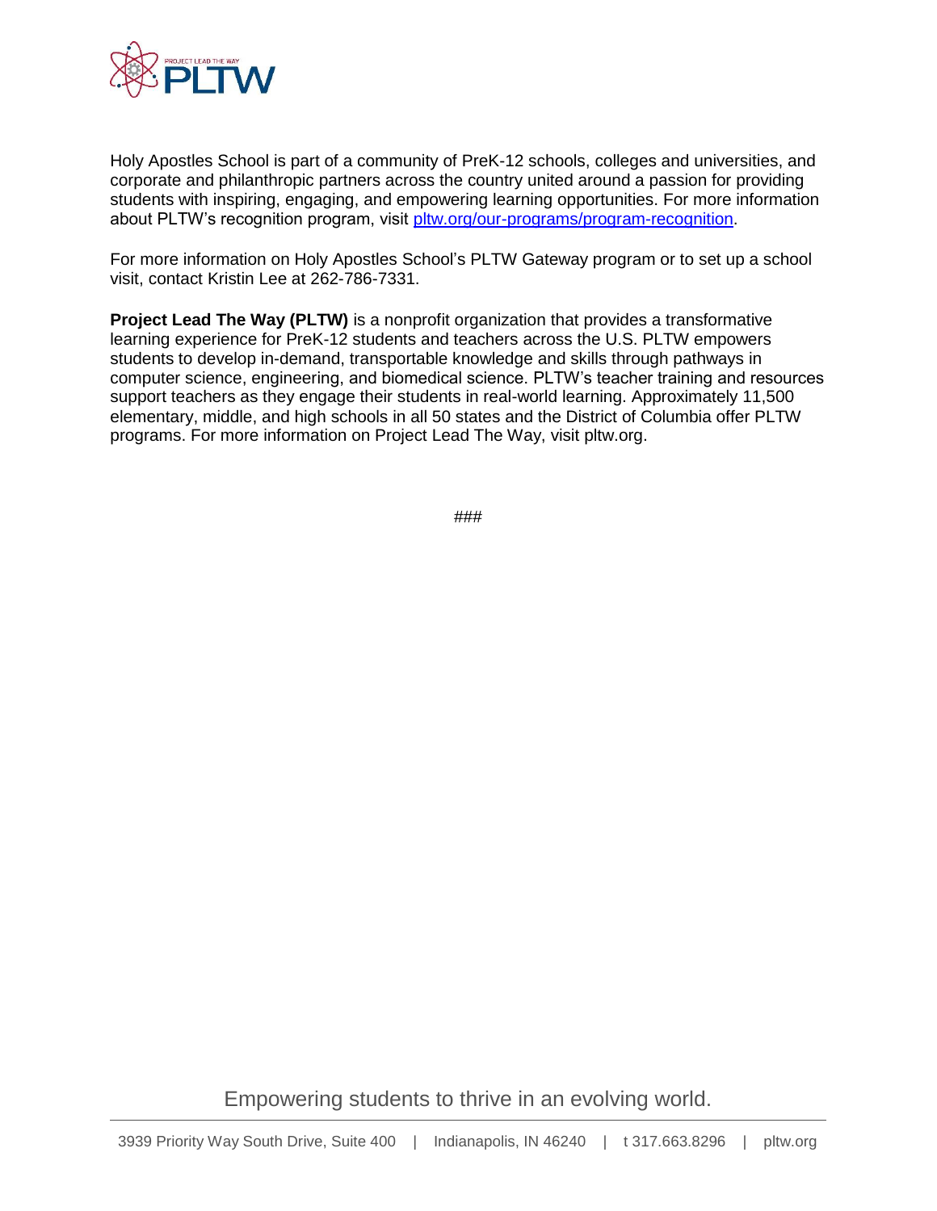Holy Apostles School is part of a community of PreK-12 schools, colleges and universities, and corporate and philanthropic partners across the country united around a passion for providing students with inspiring, engaging, and empowering learning opportunities. For more information about PLTW's recognition program, visit [pltw.org/our-programs/program-recognition](pltw.org/our-programs/program-recognition).

For more information on Holy Apostles School's PLTW Gateway program or to set up a school visit, contact Kristin Lee at 262-786-7331.

**Project Lead The Way (PLTW)** is a nonprofit organization that provides a transformative learning experience for PreK-12 students and teachers across the U.S. PLTW empowers students to develop in-demand, transportable knowledge and skills through pathways in computer science, engineering, and biomedical science. PLTW's teacher training and resources support teachers as they engage their students in real-world learning. Approximately 11,500 elementary, middle, and high schools in all 50 states and the District of Columbia offer PLTW programs. For more information on Project Lead The Way, visit pltw.org.

###